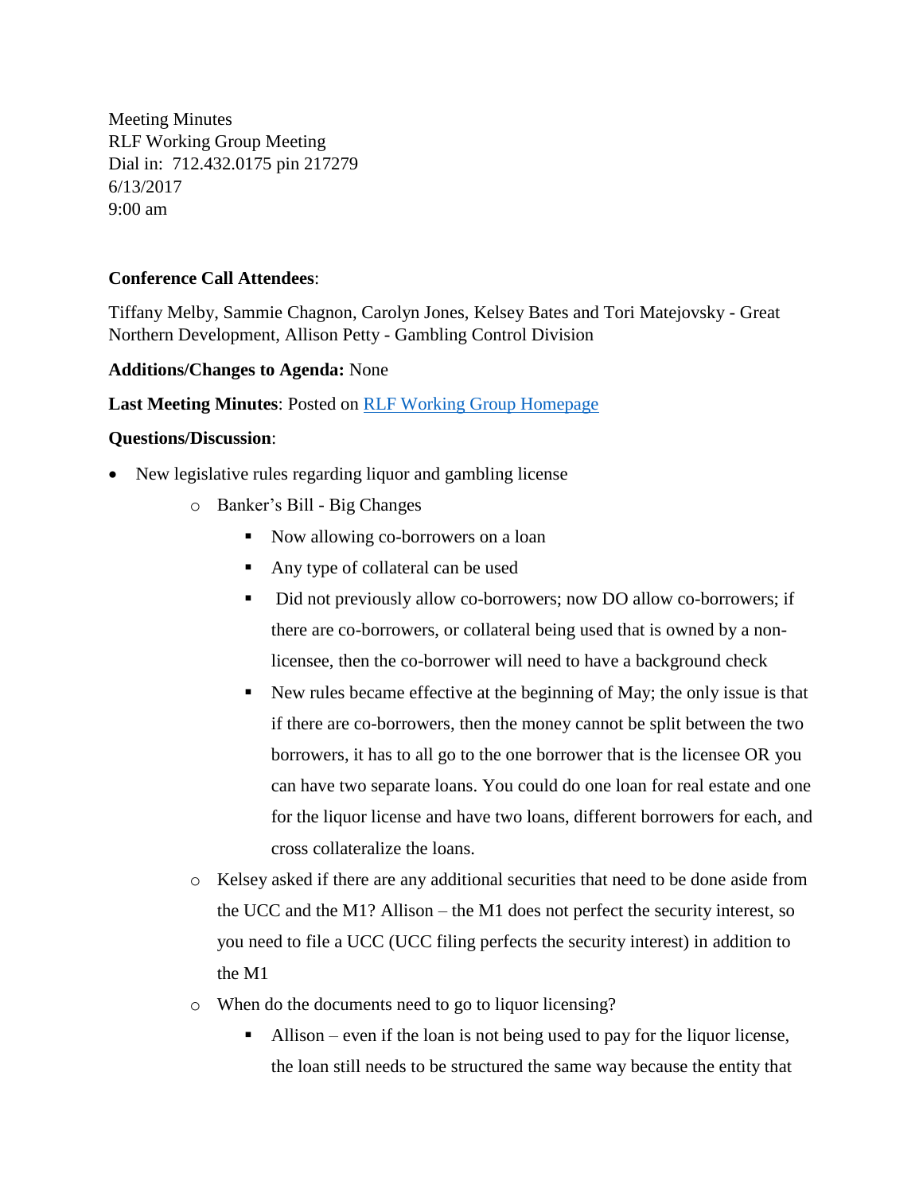Meeting Minutes
RLF Working Group Meeting
Dial in: 712.432.0175 pin 217279
6/13/2017
9:00 am

**Conference Call Attendees**:

Tiffany Melby, Sammie Chagnon, Carolyn Jones, Kelsey Bates and Tori Matejovsky - Great Northern Development, Allison Petty - Gambling Control Division

**Additions/Changes to Agenda:** None

**Last Meeting Minutes**: Posted on [RLF Working Group Homepage]()

**Questions/Discussion**:

- New legislative rules regarding liquor and gambling license
    - Banker's Bill - Big Changes
        - Now allowing co-borrowers on a loan
        - Any type of collateral can be used
        - Did not previously allow co-borrowers; now DO allow co-borrowers; if there are co-borrowers, or collateral being used that is owned by a non-licensee, then the co-borrower will need to have a background check
        - New rules became effective at the beginning of May; the only issue is that if there are co-borrowers, then the money cannot be split between the two borrowers, it has to all go to the one borrower that is the licensee OR you can have two separate loans. You could do one loan for real estate and one for the liquor license and have two loans, different borrowers for each, and cross collateralize the loans.
    - Kelsey asked if there are any additional securities that need to be done aside from the UCC and the M1? Allison – the M1 does not perfect the security interest, so you need to file a UCC (UCC filing perfects the security interest) in addition to the M1
    - When do the documents need to go to liquor licensing?
        - Allison – even if the loan is not being used to pay for the liquor license, the loan still needs to be structured the same way because the entity that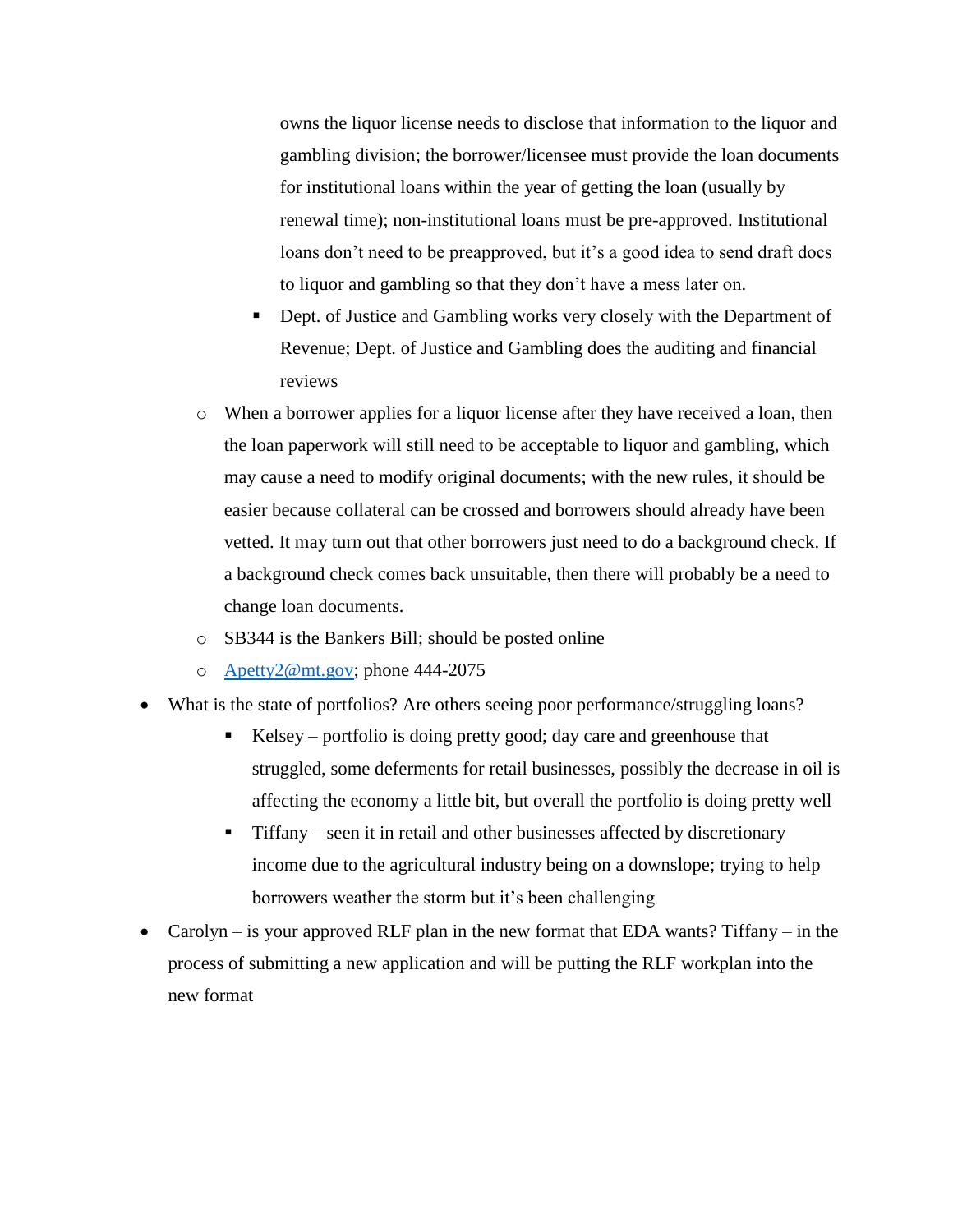- owns the liquor license needs to disclose that information to the liquor and gambling division; the borrower/licensee must provide the loan documents for institutional loans within the year of getting the loan (usually by renewal time); non-institutional loans must be pre-approved. Institutional loans don't need to be preapproved, but it's a good idea to send draft docs to liquor and gambling so that they don't have a mess later on.
      - Dept. of Justice and Gambling works very closely with the Department of Revenue; Dept. of Justice and Gambling does the auditing and financial reviews
  - When a borrower applies for a liquor license after they have received a loan, then the loan paperwork will still need to be acceptable to liquor and gambling, which may cause a need to modify original documents; with the new rules, it should be easier because collateral can be crossed and borrowers should already have been vetted. It may turn out that other borrowers just need to do a background check. If a background check comes back unsuitable, then there will probably be a need to change loan documents.
  - SB344 is the Bankers Bill; should be posted online
  - [Apetty2@mt.gov](mailto:Apetty2@mt.gov); phone 444-2075
- What is the state of portfolios? Are others seeing poor performance/struggling loans?
    - Kelsey – portfolio is doing pretty good; day care and greenhouse that struggled, some deferments for retail businesses, possibly the decrease in oil is affecting the economy a little bit, but overall the portfolio is doing pretty well
    - Tiffany – seen it in retail and other businesses affected by discretionary income due to the agricultural industry being on a downslope; trying to help borrowers weather the storm but it's been challenging
- Carolyn – is your approved RLF plan in the new format that EDA wants? Tiffany – in the process of submitting a new application and will be putting the RLF workplan into the new format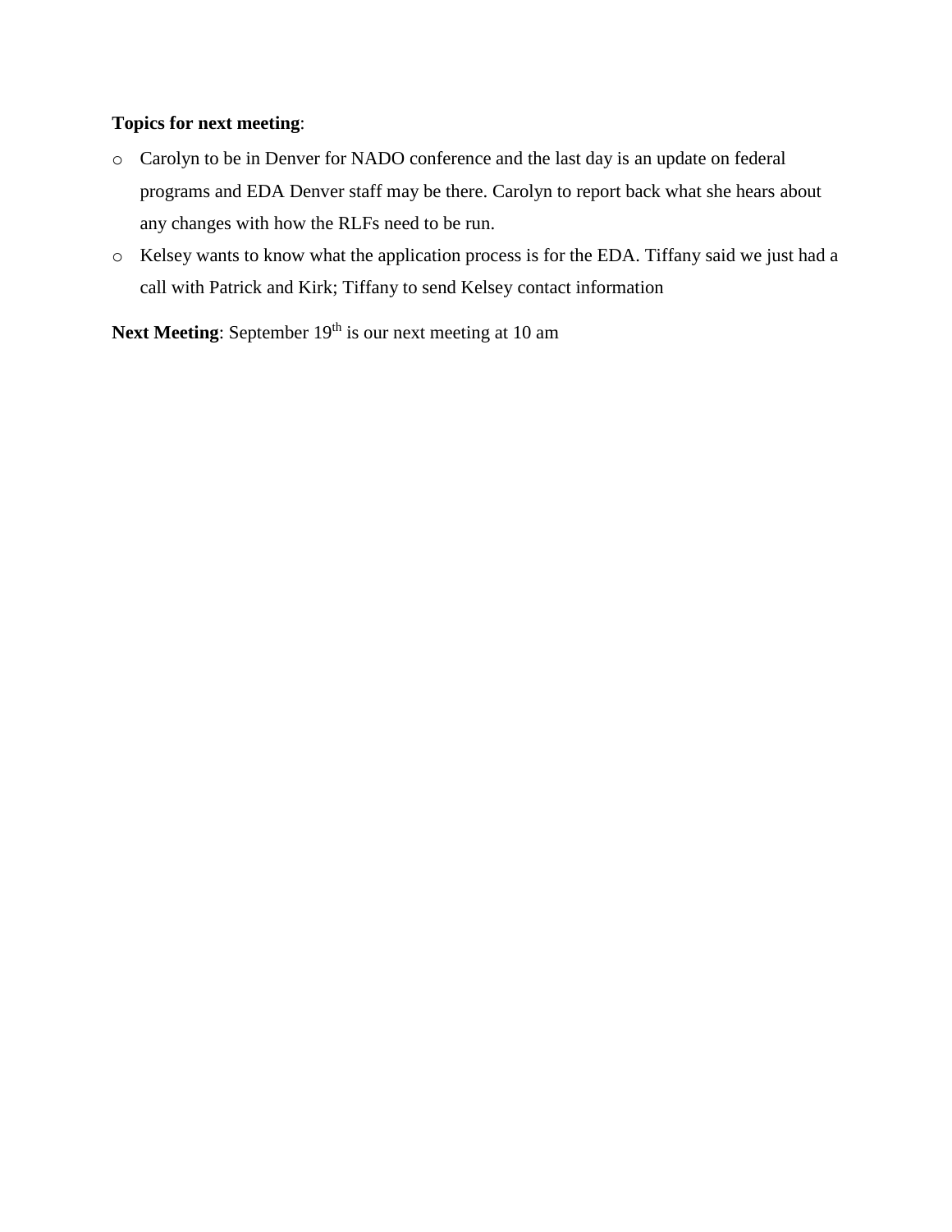**Topics for next meeting**:

- Carolyn to be in Denver for NADO conference and the last day is an update on federal programs and EDA Denver staff may be there. Carolyn to report back what she hears about any changes with how the RLFs need to be run.
- Kelsey wants to know what the application process is for the EDA. Tiffany said we just had a call with Patrick and Kirk; Tiffany to send Kelsey contact information

**Next Meeting**: September 19th is our next meeting at 10 am